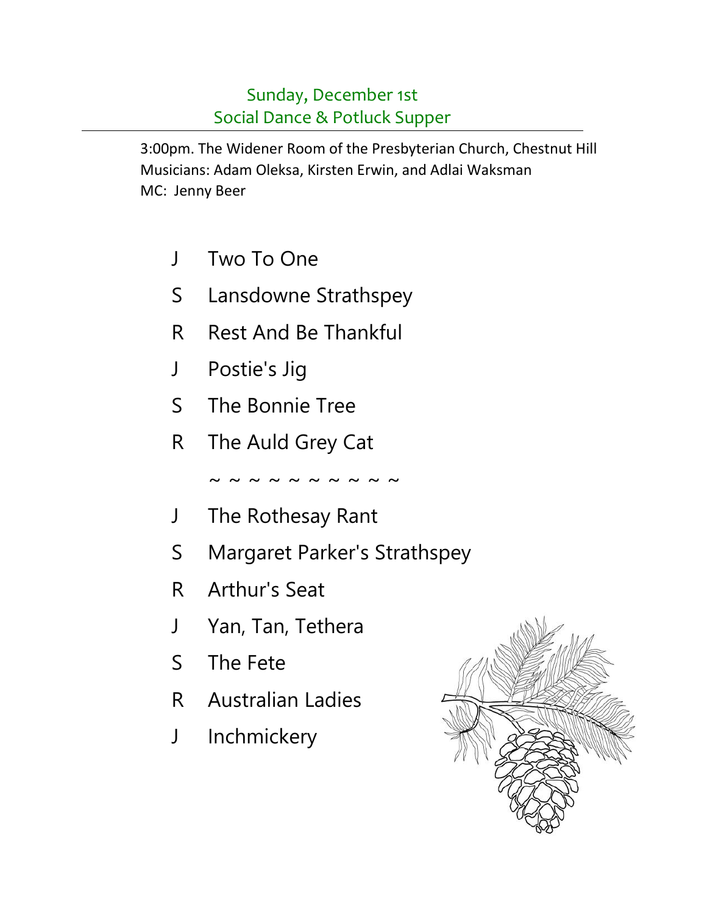## Sunday, December 1st
## Social Dance & Potluck Supper

3:00pm. The Widener Room of the Presbyterian Church, Chestnut Hill
Musicians: Adam Oleksa, Kirsten Erwin, and Adlai Waksman
MC: Jenny Beer

| | |
|---|---|
| J | Two To One |
| S | Lansdowne Strathspey |
| R | Rest And Be Thankful |
| J | Postie's Jig |
| S | The Bonnie Tree |
| R | The Auld Grey Cat |

~ ~ ~ ~ ~ ~ ~ ~ ~ ~

| | |
|---|---|
| J | The Rothesay Rant |
| S | Margaret Parker's Strathspey |
| R | Arthur's Seat |
| J | Yan, Tan, Tethera |
| S | The Fete |
| R | Australian Ladies |
| J | Inchmickery |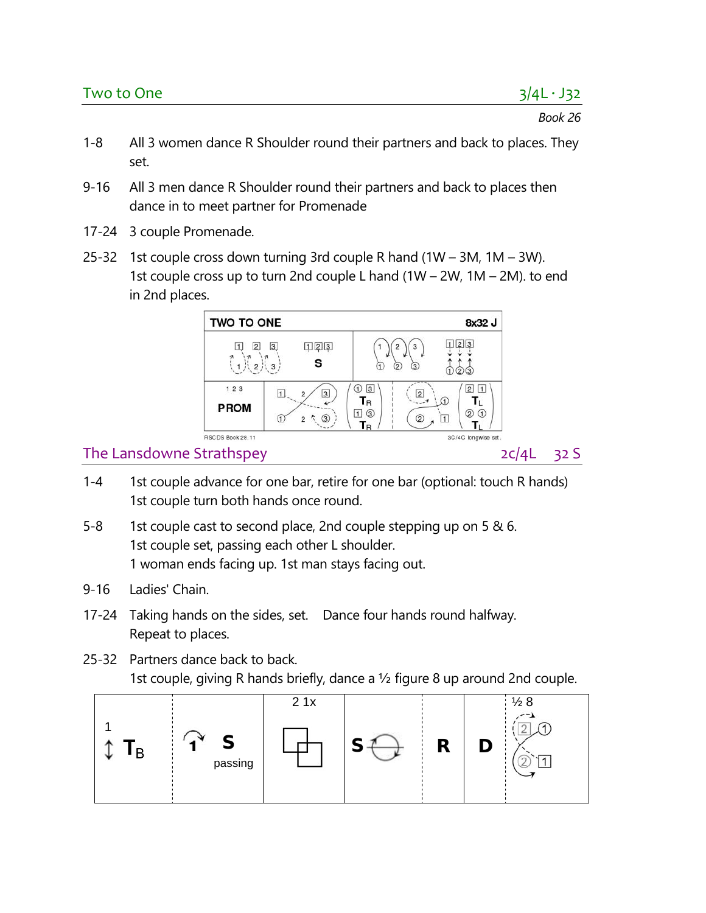## Two to One

3/4L · J32

*Book 26*

1-8 All 3 women dance R Shoulder round their partners and back to places. They set.

9-16 All 3 men dance R Shoulder round their partners and back to places then dance in to meet partner for Promenade

17-24 3 couple Promenade.

25-32 1st couple cross down turning 3rd couple R hand (1W – 3M, 1M – 3W). 1st couple cross up to turn 2nd couple L hand (1W – 2W, 1M – 2M). to end in 2nd places.

TWO TO ONE 8x32 J

RSCDS Book 26.11 — 3C/4C longwise set.

## The Lansdowne Strathspey

2c/4L 32 S

1-4 1st couple advance for one bar, retire for one bar (optional: touch R hands) 1st couple turn both hands once round.

5-8 1st couple cast to second place, 2nd couple stepping up on 5 & 6. 1st couple set, passing each other L shoulder. 1 woman ends facing up. 1st man stays facing out.

9-16 Ladies' Chain.

17-24 Taking hands on the sides, set. Dance four hands round halfway. Repeat to places.

25-32 Partners dance back to back. 1st couple, giving R hands briefly, dance a ½ figure 8 up around 2nd couple.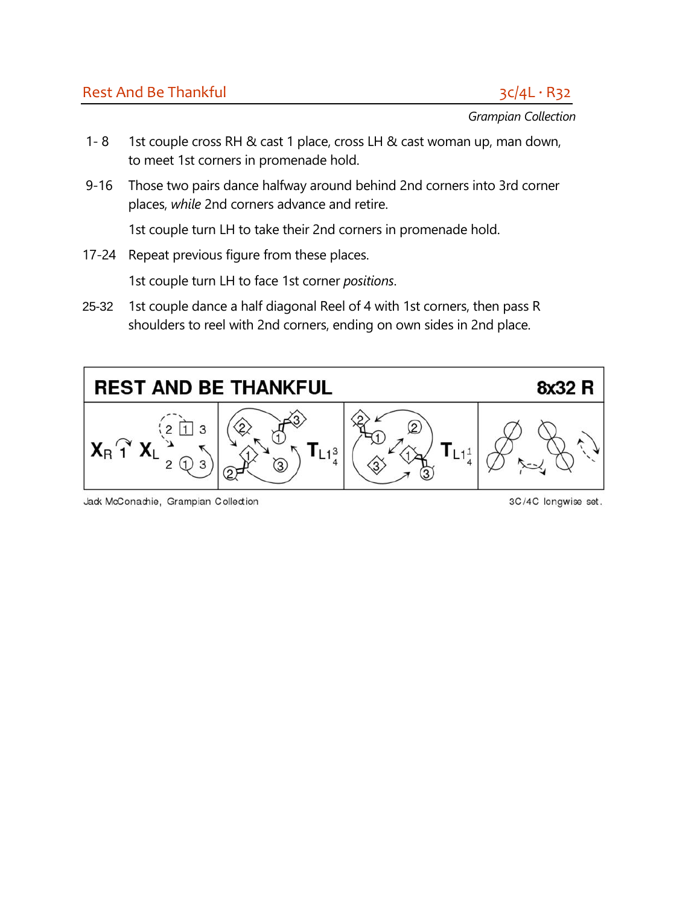## Rest And Be Thankful

**3c/4L · R32**

*Grampian Collection*

1- 8 1st couple cross RH & cast 1 place, cross LH & cast woman up, man down, to meet 1st corners in promenade hold.

9-16 Those two pairs dance halfway around behind 2nd corners into 3rd corner places, *while* 2nd corners advance and retire.

1st couple turn LH to take their 2nd corners in promenade hold.

17-24 Repeat previous figure from these places.

1st couple turn LH to face 1st corner *positions*.

25-32 1st couple dance a half diagonal Reel of 4 with 1st corners, then pass R shoulders to reel with 2nd corners, ending on own sides in 2nd place.

**REST AND BE THANKFUL** **8x32 R**

Jack McConachie, Grampian Collection

3C/4C longwise set.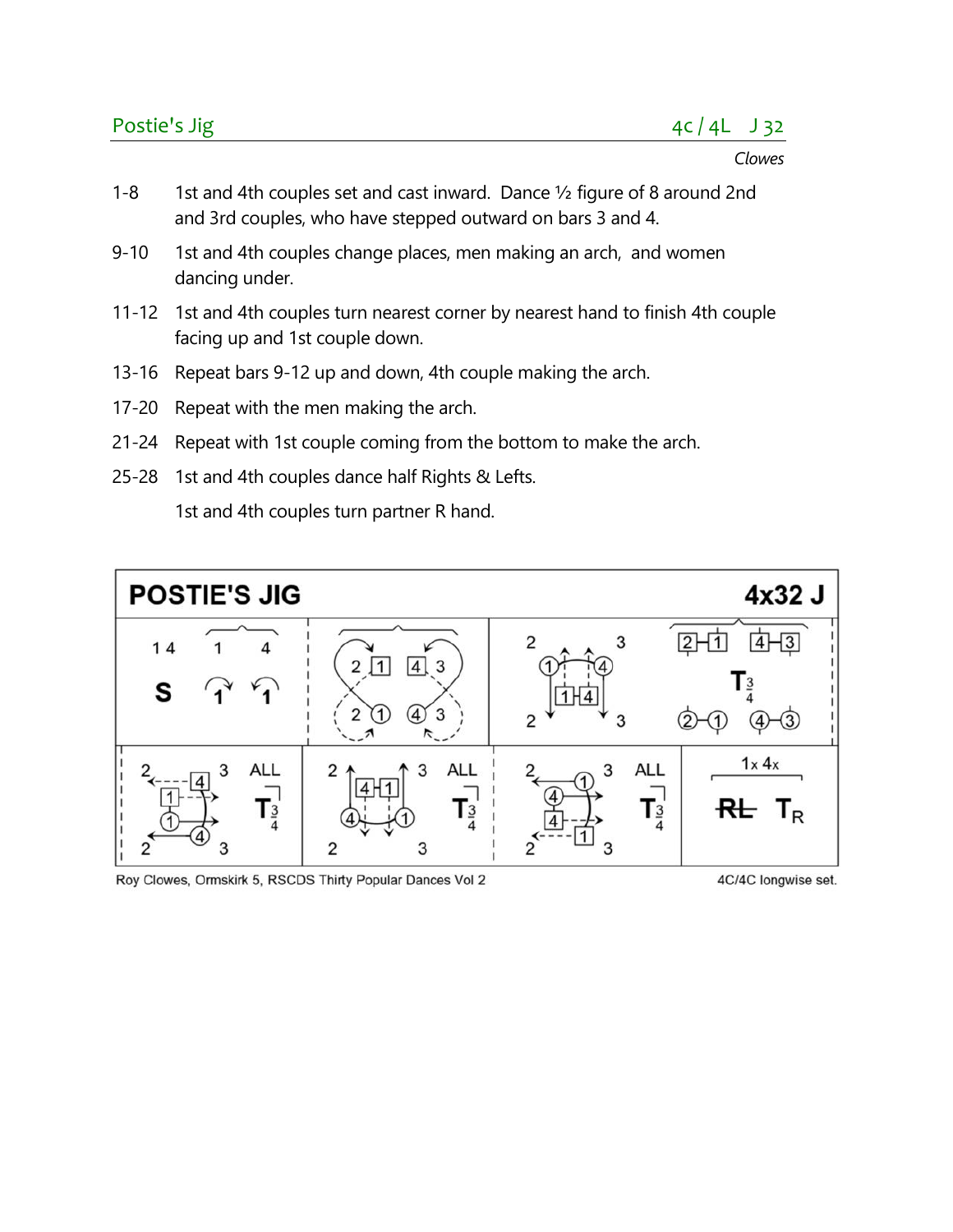## Postie's Jig

4c / 4L J 32

*Clowes*

1-8 1st and 4th couples set and cast inward. Dance ½ figure of 8 around 2nd and 3rd couples, who have stepped outward on bars 3 and 4.

9-10 1st and 4th couples change places, men making an arch, and women dancing under.

11-12 1st and 4th couples turn nearest corner by nearest hand to finish 4th couple facing up and 1st couple down.

13-16 Repeat bars 9-12 up and down, 4th couple making the arch.

17-20 Repeat with the men making the arch.

21-24 Repeat with 1st couple coming from the bottom to make the arch.

25-28 1st and 4th couples dance half Rights & Lefts.

1st and 4th couples turn partner R hand.

**POSTIE'S JIG** **4x32 J**

Roy Clowes, Ormskirk 5, RSCDS Thirty Popular Dances Vol 2

4C/4C longwise set.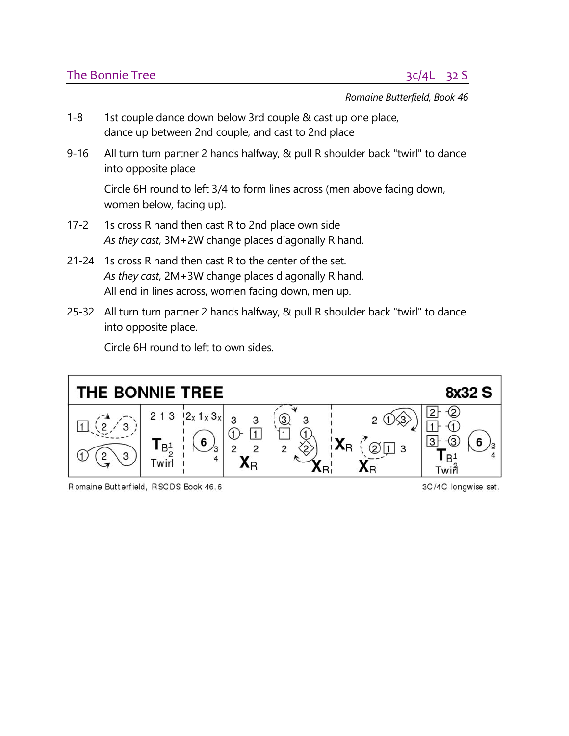## The Bonnie Tree 3c/4L 32 S

*Romaine Butterfield, Book 46*

1-8 1st couple dance down below 3rd couple & cast up one place, dance up between 2nd couple, and cast to 2nd place

9-16 All turn turn partner 2 hands halfway, & pull R shoulder back "twirl" to dance into opposite place

Circle 6H round to left 3/4 to form lines across (men above facing down, women below, facing up).

17-2 1s cross R hand then cast R to 2nd place own side
*As they cast,* 3M+2W change places diagonally R hand.

21-24 1s cross R hand then cast R to the center of the set.
*As they cast,* 2M+3W change places diagonally R hand.
All end in lines across, women facing down, men up.

25-32 All turn turn partner 2 hands halfway, & pull R shoulder back "twirl" to dance into opposite place.

Circle 6H round to left to own sides.

THE BONNIE TREE 8x32 S

Romaine Butterfield, RSCDS Book 46.6 3C/4C longwise set.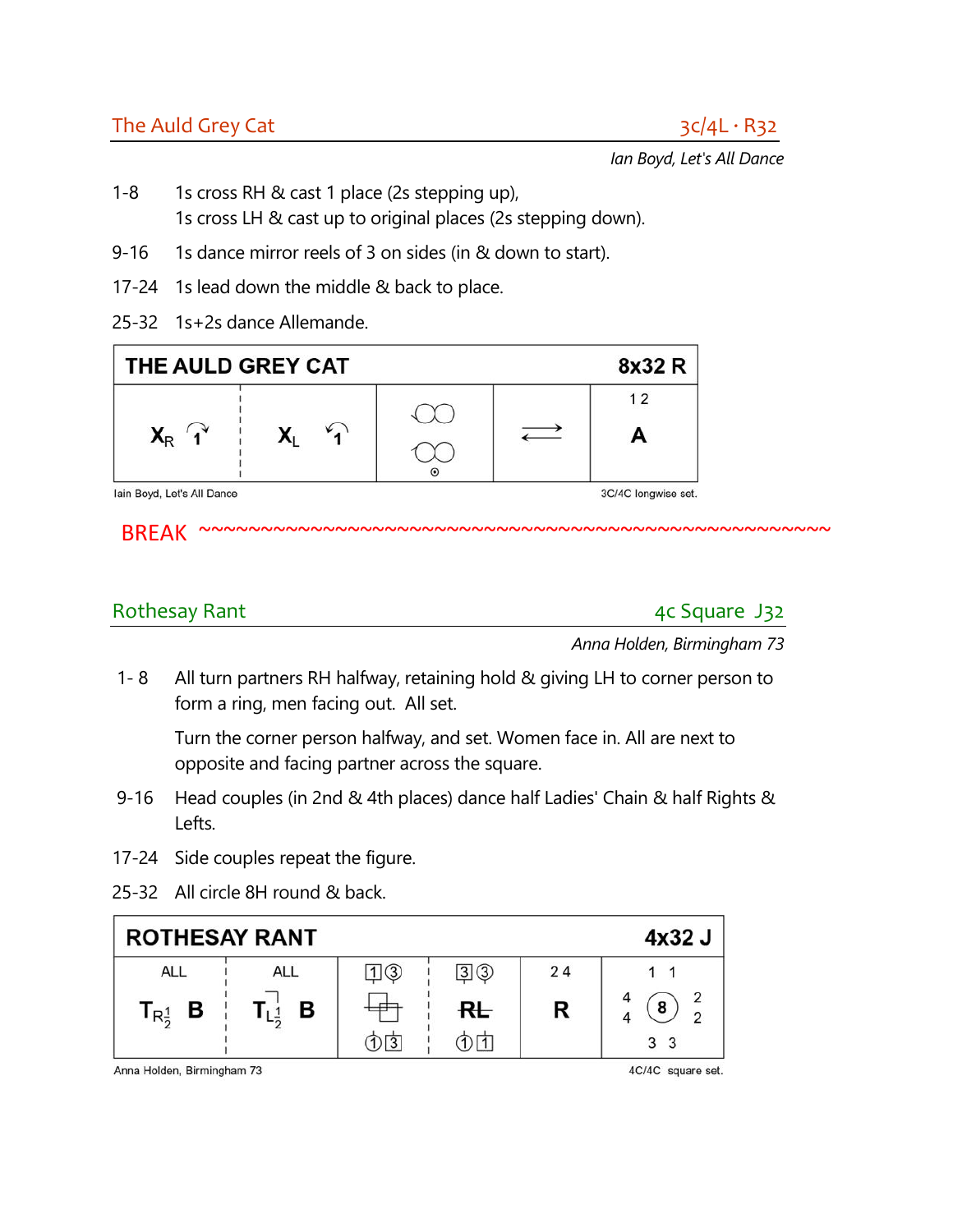## The Auld Grey Cat — 3c/4L · R32

*Ian Boyd, Let's All Dance*

1-8 1s cross RH & cast 1 place (2s stepping up),
1s cross LH & cast up to original places (2s stepping down).

9-16 1s dance mirror reels of 3 on sides (in & down to start).

17-24 1s lead down the middle & back to place.

25-32 1s+2s dance Allemande.

| THE AULD GREY CAT | | | | 8x32 R |
|---|---|---|---|---|
| $X_R$ 1 ↷ ¦ $X_L$ 1 ↶ | | reels of 3 on sides | ⇄ | 1 2 A |

Iain Boyd, Let's All Dance — 3C/4C longwise set.

BREAK ~~~~~~~~~~~~~~~~~~~~~~~~~~~~~~~~~~~~~~~~~~~~~~~~~~~~~~~~~~~~~~~~

## Rothesay Rant — 4c Square J32

*Anna Holden, Birmingham 73*

1- 8 All turn partners RH halfway, retaining hold & giving LH to corner person to form a ring, men facing out. All set.

Turn the corner person halfway, and set. Women face in. All are next to opposite and facing partner across the square.

9-16 Head couples (in 2nd & 4th places) dance half Ladies' Chain & half Rights & Lefts.

17-24 Side couples repeat the figure.

25-32 All circle 8H round & back.

| ROTHESAY RANT | | | | | 4x32 J |
|---|---|---|---|---|---|
| ALL $T_{R\frac{1}{2}}$ B | ALL $T_{L\frac{1}{2}}$ B | 1 3 / 1 3 (half Ladies' Chain) | 3 3 RL 1 1 | 2 4 R | 1 1 / 4 4 (8) 2 2 / 3 3 |

Anna Holden, Birmingham 73 — 4C/4C square set.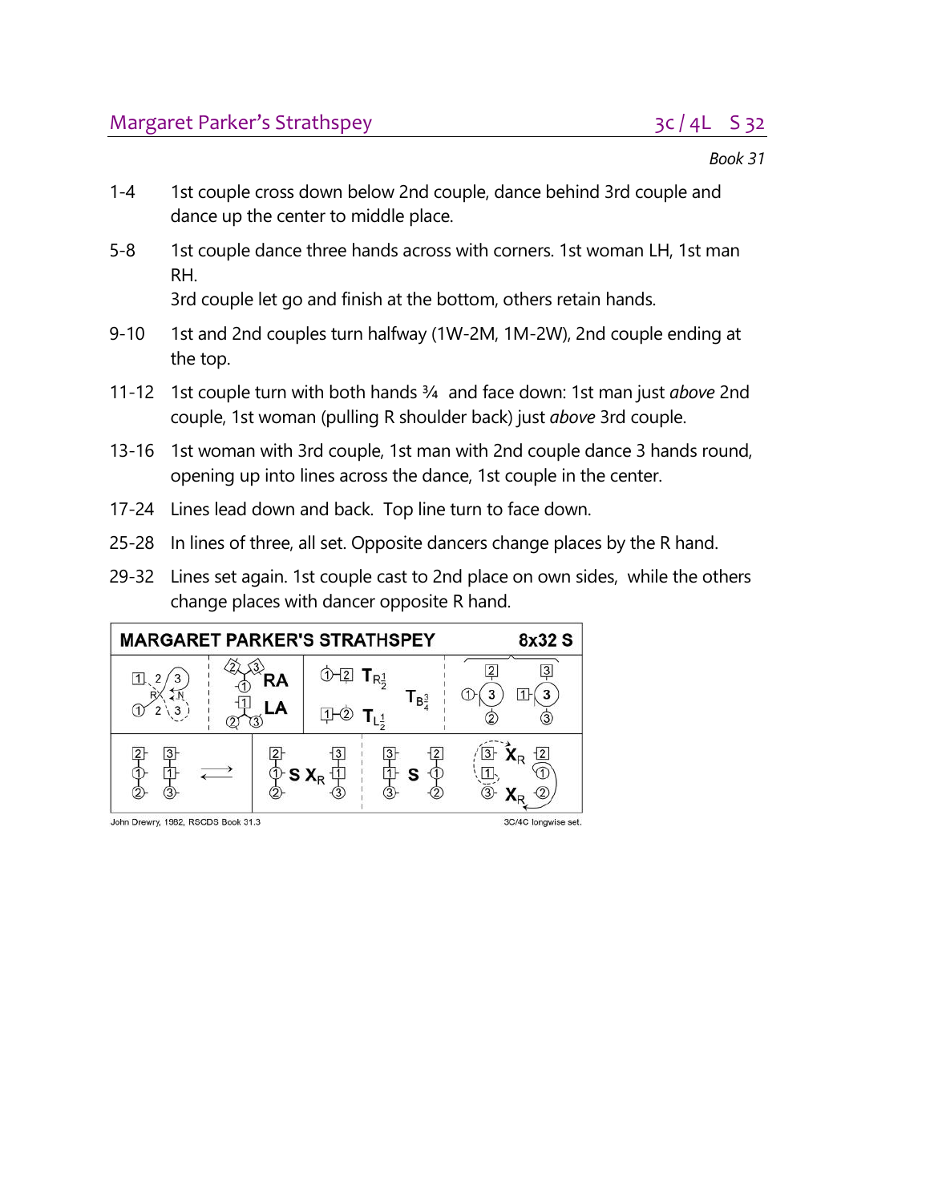## Margaret Parker's Strathspey

3c / 4L S 32

*Book 31*

1-4 1st couple cross down below 2nd couple, dance behind 3rd couple and dance up the center to middle place.

5-8 1st couple dance three hands across with corners. 1st woman LH, 1st man RH.
3rd couple let go and finish at the bottom, others retain hands.

9-10 1st and 2nd couples turn halfway (1W-2M, 1M-2W), 2nd couple ending at the top.

11-12 1st couple turn with both hands ¾ and face down: 1st man just *above* 2nd couple, 1st woman (pulling R shoulder back) just *above* 3rd couple.

13-16 1st woman with 3rd couple, 1st man with 2nd couple dance 3 hands round, opening up into lines across the dance, 1st couple in the center.

17-24 Lines lead down and back. Top line turn to face down.

25-28 In lines of three, all set. Opposite dancers change places by the R hand.

29-32 Lines set again. 1st couple cast to 2nd place on own sides, while the others change places with dancer opposite R hand.

MARGARET PARKER'S STRATHSPEY 8x32 S

John Drewry, 1982, RSCDS Book 31.3 — 3C/4C longwise set.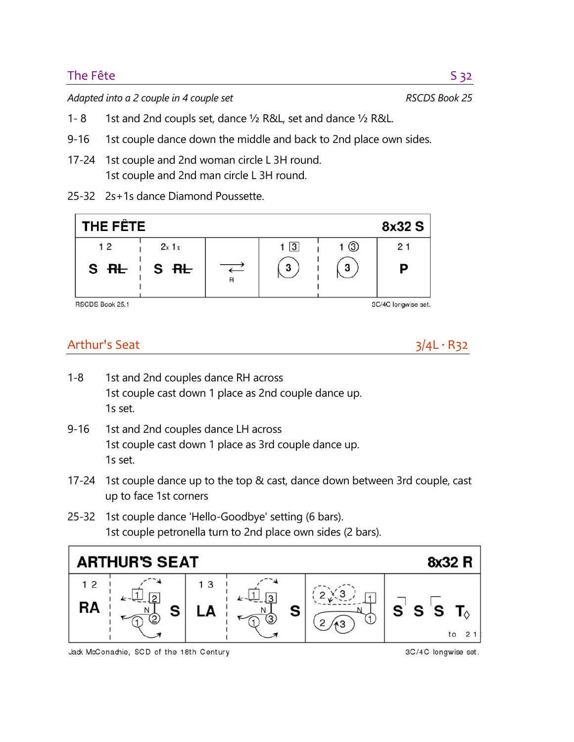## The Fête — S 32

*Adapted into a 2 couple in 4 couple set* — *RSCDS Book 25*

1- 8 1st and 2nd coupls set, dance ½ R&L, set and dance ½ R&L.

9-16 1st couple dance down the middle and back to 2nd place own sides.

17-24 1st couple and 2nd woman circle L 3H round.
1st couple and 2nd man circle L 3H round.

25-32 2s+1s dance Diamond Poussette.

| THE FÊTE | | | | | 8x32 S |
|---|---|---|---|---|---|
| 1 2 | 2x 1x | | 1 3 | 1 3 | 2 1 |
| S RL | S RL | R | 3 | 3 | P |

RSCDS Book 25.1 — 3C/4C longwise set.

## Arthur's Seat — 3/4L · R32

1-8 1st and 2nd couples dance RH across
1st couple cast down 1 place as 2nd couple dance up.
1s set.

9-16 1st and 2nd couples dance LH across
1st couple cast down 1 place as 3rd couple dance up.
1s set.

17-24 1st couple dance up to the top & cast, dance down between 3rd couple, cast up to face 1st corners

25-32 1st couple dance 'Hello-Goodbye' setting (6 bars).
1st couple petronella turn to 2nd place own sides (2 bars).

| ARTHUR'S SEAT | | | | | 8x32 R |
|---|---|---|---|---|---|
| 1 2 | | 1 3 | | | |
| RA | S | LA | S | | S S S T to 2 1 |

Jack McConachie, SCD of the 18th Century — 3C/4C longwise set.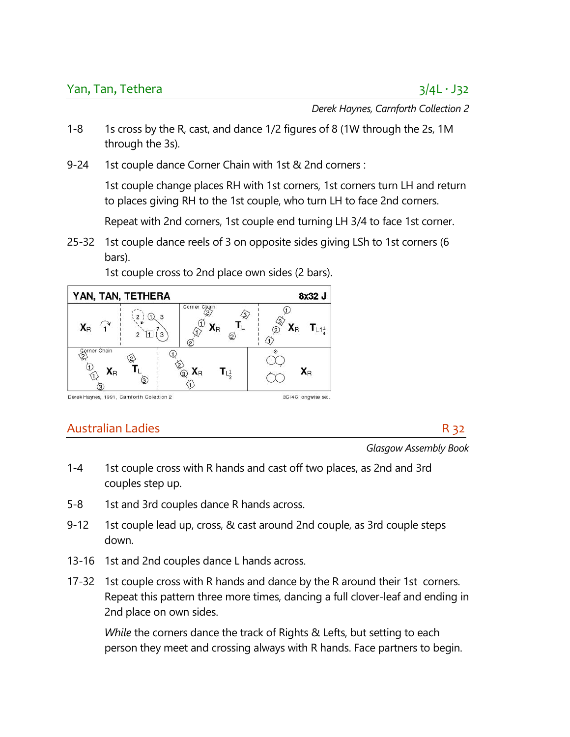## Yan, Tan, Tethera

3/4L · J32

*Derek Haynes, Carnforth Collection 2*

1-8 1s cross by the R, cast, and dance 1/2 figures of 8 (1W through the 2s, 1M through the 3s).

9-24 1st couple dance Corner Chain with 1st & 2nd corners :

1st couple change places RH with 1st corners, 1st corners turn LH and return to places giving RH to the 1st couple, who turn LH to face 2nd corners.

Repeat with 2nd corners, 1st couple end turning LH 3/4 to face 1st corner.

25-32 1st couple dance reels of 3 on opposite sides giving LSh to 1st corners (6 bars).
1st couple cross to 2nd place own sides (2 bars).

YAN, TAN, TETHERA 8x32 J

Derek Haynes, 1991, Carnforth Collection 2 — 3C/4C longwise set.

## Australian Ladies

R 32

*Glasgow Assembly Book*

1-4 1st couple cross with R hands and cast off two places, as 2nd and 3rd couples step up.

5-8 1st and 3rd couples dance R hands across.

9-12 1st couple lead up, cross, & cast around 2nd couple, as 3rd couple steps down.

13-16 1st and 2nd couples dance L hands across.

17-32 1st couple cross with R hands and dance by the R around their 1st corners. Repeat this pattern three more times, dancing a full clover-leaf and ending in 2nd place on own sides.

*While* the corners dance the track of Rights & Lefts, but setting to each person they meet and crossing always with R hands. Face partners to begin.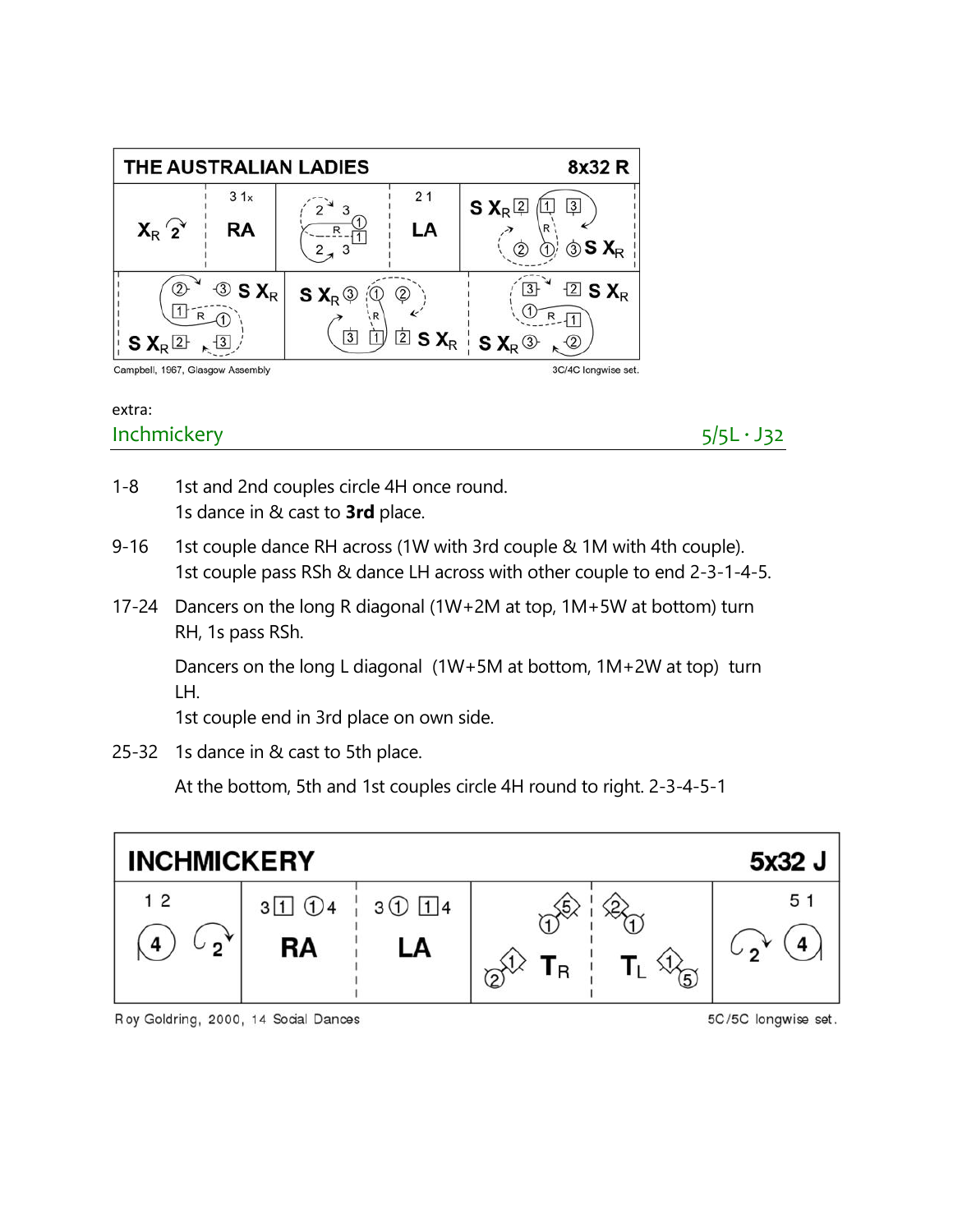THE AUSTRALIAN LADIES 8x32 R

$X_R$ 2 | 3 1x RA | 2 3 R 1 1 2 3 | 2 1 LA | S $X_R$ 2 1 3 R 2 1 3 S $X_R$

2 3 S $X_R$ 1 R 1 S $X_R$ 2 3 | S $X_R$ 3 1 2 R 3 1 2 S $X_R$ | 3 2 S $X_R$ 1 R 1 S $X_R$ 3 2

Campbell, 1967, Glasgow Assembly — 3C/4C longwise set.

extra:

## Inchmickery — 5/5L · J32

1-8 1st and 2nd couples circle 4H once round.
1s dance in & cast to **3rd** place.

9-16 1st couple dance RH across (1W with 3rd couple & 1M with 4th couple).
1st couple pass RSh & dance LH across with other couple to end 2-3-1-4-5.

17-24 Dancers on the long R diagonal (1W+2M at top, 1M+5W at bottom) turn RH, 1s pass RSh.

Dancers on the long L diagonal (1W+5M at bottom, 1M+2W at top) turn LH.
1st couple end in 3rd place on own side.

25-32 1s dance in & cast to 5th place.

At the bottom, 5th and 1st couples circle 4H round to right. 2-3-4-5-1

INCHMICKERY 5x32 J

1 2 4 2 | 3 1 1 4 RA | 3 1 1 4 LA | 5 1 2 1 $T_R$ | 2 1 $T_L$ 1 5 | 5 1 2 4

Roy Goldring, 2000, 14 Social Dances — 5C/5C longwise set.